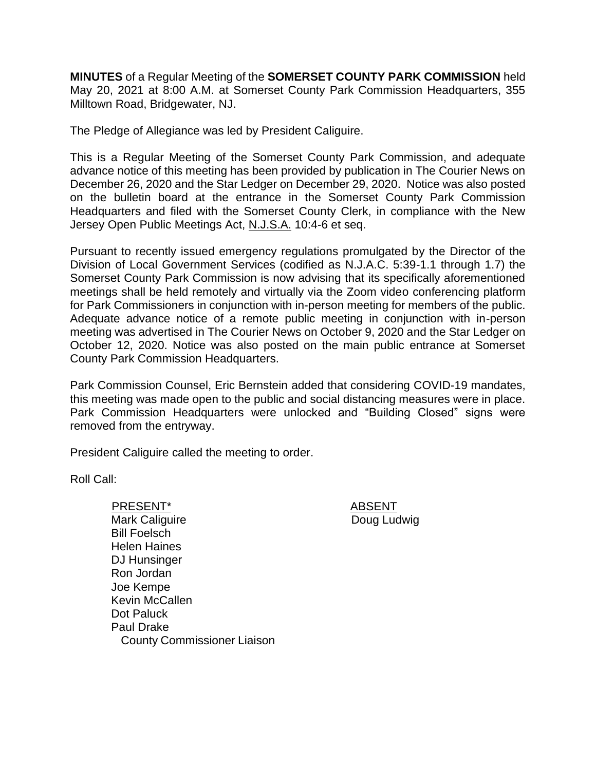**MINUTES** of a Regular Meeting of the **SOMERSET COUNTY PARK COMMISSION** held May 20, 2021 at 8:00 A.M. at Somerset County Park Commission Headquarters, 355 Milltown Road, Bridgewater, NJ.

The Pledge of Allegiance was led by President Caliguire.

This is a Regular Meeting of the Somerset County Park Commission, and adequate advance notice of this meeting has been provided by publication in The Courier News on December 26, 2020 and the Star Ledger on December 29, 2020. Notice was also posted on the bulletin board at the entrance in the Somerset County Park Commission Headquarters and filed with the Somerset County Clerk, in compliance with the New Jersey Open Public Meetings Act, N.J.S.A. 10:4-6 et seq.

Pursuant to recently issued emergency regulations promulgated by the Director of the Division of Local Government Services (codified as N.J.A.C. 5:39-1.1 through 1.7) the Somerset County Park Commission is now advising that its specifically aforementioned meetings shall be held remotely and virtually via the Zoom video conferencing platform for Park Commissioners in conjunction with in-person meeting for members of the public. Adequate advance notice of a remote public meeting in conjunction with in-person meeting was advertised in The Courier News on October 9, 2020 and the Star Ledger on October 12, 2020. Notice was also posted on the main public entrance at Somerset County Park Commission Headquarters.

Park Commission Counsel, Eric Bernstein added that considering COVID-19 mandates, this meeting was made open to the public and social distancing measures were in place. Park Commission Headquarters were unlocked and "Building Closed" signs were removed from the entryway.

President Caliguire called the meeting to order.

Roll Call:

| PRESENT* | ABSENT |
|---|---|
| Mark Caliguire | Doug Ludwig |
| Bill Foelsch | |
| Helen Haines | |
| DJ Hunsinger | |
| Ron Jordan | |
| Joe Kempe | |
| Kevin McCallen | |
| Dot Paluck | |
| Paul Drake<br>County Commissioner Liaison | |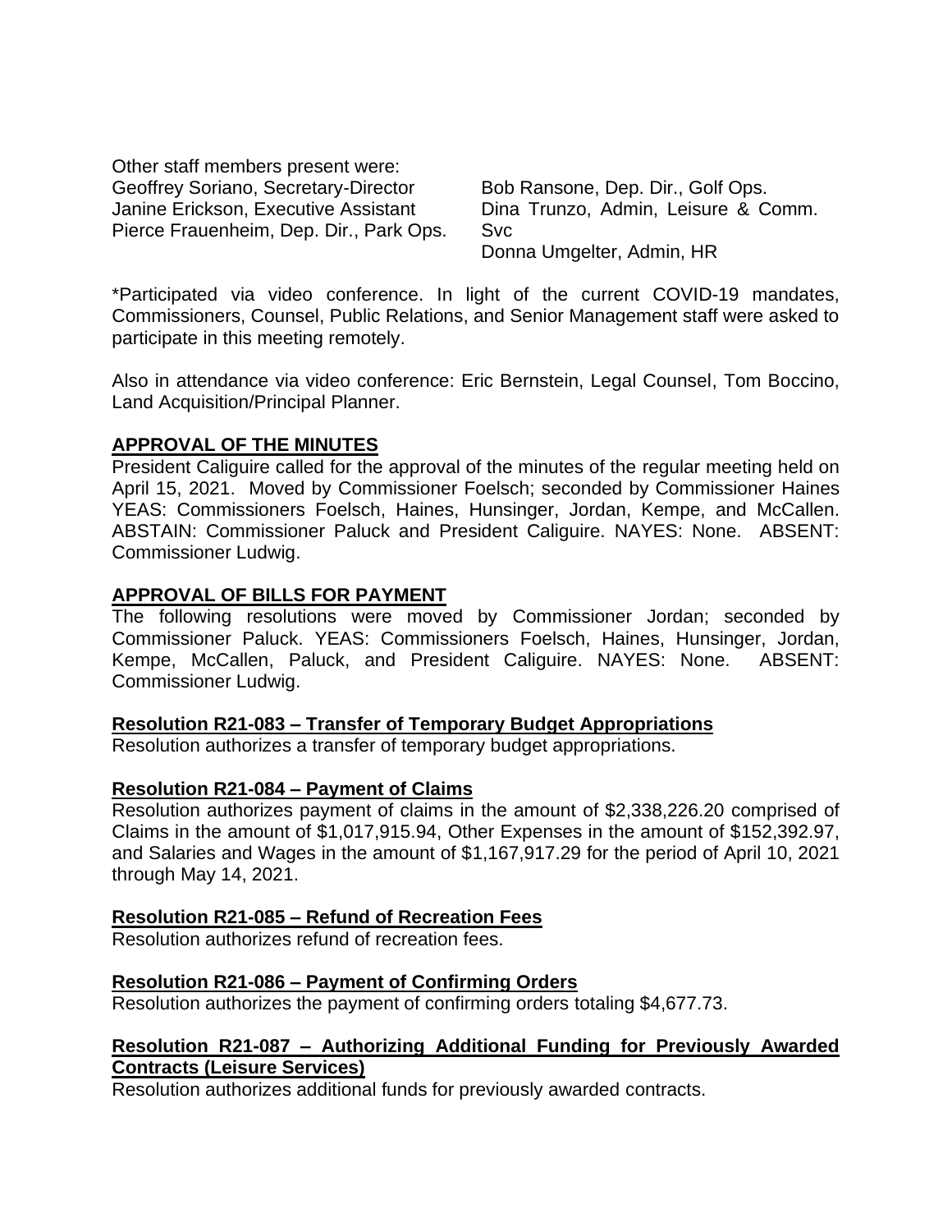Other staff members present were:

Geoffrey Soriano, Secretary-Director
Janine Erickson, Executive Assistant
Pierce Frauenheim, Dep. Dir., Park Ops.
Bob Ransone, Dep. Dir., Golf Ops.
Dina Trunzo, Admin, Leisure & Comm. Svc
Donna Umgelter, Admin, HR

*Participated via video conference. In light of the current COVID-19 mandates, Commissioners, Counsel, Public Relations, and Senior Management staff were asked to participate in this meeting remotely.

Also in attendance via video conference: Eric Bernstein, Legal Counsel, Tom Boccino, Land Acquisition/Principal Planner.

## APPROVAL OF THE MINUTES

President Caliguire called for the approval of the minutes of the regular meeting held on April 15, 2021. Moved by Commissioner Foelsch; seconded by Commissioner Haines YEAS: Commissioners Foelsch, Haines, Hunsinger, Jordan, Kempe, and McCallen. ABSTAIN: Commissioner Paluck and President Caliguire. NAYES: None. ABSENT: Commissioner Ludwig.

## APPROVAL OF BILLS FOR PAYMENT

The following resolutions were moved by Commissioner Jordan; seconded by Commissioner Paluck. YEAS: Commissioners Foelsch, Haines, Hunsinger, Jordan, Kempe, McCallen, Paluck, and President Caliguire. NAYES: None. ABSENT: Commissioner Ludwig.

### Resolution R21-083 – Transfer of Temporary Budget Appropriations

Resolution authorizes a transfer of temporary budget appropriations.

### Resolution R21-084 – Payment of Claims

Resolution authorizes payment of claims in the amount of $2,338,226.20 comprised of Claims in the amount of $1,017,915.94, Other Expenses in the amount of $152,392.97, and Salaries and Wages in the amount of $1,167,917.29 for the period of April 10, 2021 through May 14, 2021.

### Resolution R21-085 – Refund of Recreation Fees

Resolution authorizes refund of recreation fees.

### Resolution R21-086 – Payment of Confirming Orders

Resolution authorizes the payment of confirming orders totaling $4,677.73.

### Resolution R21-087 – Authorizing Additional Funding for Previously Awarded Contracts (Leisure Services)

Resolution authorizes additional funds for previously awarded contracts.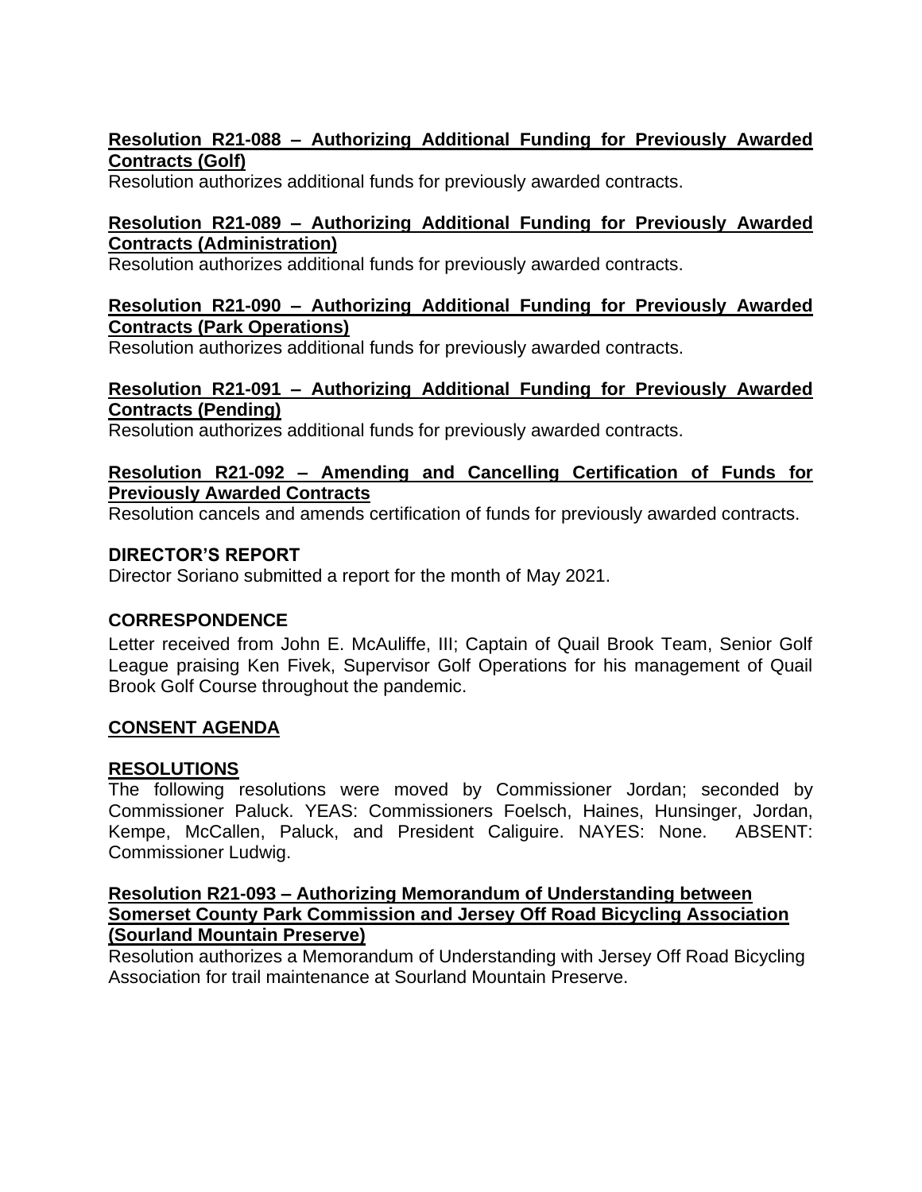**Resolution R21-088 – Authorizing Additional Funding for Previously Awarded Contracts (Golf)**
Resolution authorizes additional funds for previously awarded contracts.

**Resolution R21-089 – Authorizing Additional Funding for Previously Awarded Contracts (Administration)**
Resolution authorizes additional funds for previously awarded contracts.

**Resolution R21-090 – Authorizing Additional Funding for Previously Awarded Contracts (Park Operations)**
Resolution authorizes additional funds for previously awarded contracts.

**Resolution R21-091 – Authorizing Additional Funding for Previously Awarded Contracts (Pending)**
Resolution authorizes additional funds for previously awarded contracts.

**Resolution R21-092 – Amending and Cancelling Certification of Funds for Previously Awarded Contracts**
Resolution cancels and amends certification of funds for previously awarded contracts.

## DIRECTOR'S REPORT

Director Soriano submitted a report for the month of May 2021.

## CORRESPONDENCE

Letter received from John E. McAuliffe, III; Captain of Quail Brook Team, Senior Golf League praising Ken Fivek, Supervisor Golf Operations for his management of Quail Brook Golf Course throughout the pandemic.

## CONSENT AGENDA

## RESOLUTIONS

The following resolutions were moved by Commissioner Jordan; seconded by Commissioner Paluck. YEAS: Commissioners Foelsch, Haines, Hunsinger, Jordan, Kempe, McCallen, Paluck, and President Caliguire. NAYES: None. ABSENT: Commissioner Ludwig.

**Resolution R21-093 – Authorizing Memorandum of Understanding between Somerset County Park Commission and Jersey Off Road Bicycling Association (Sourland Mountain Preserve)**
Resolution authorizes a Memorandum of Understanding with Jersey Off Road Bicycling Association for trail maintenance at Sourland Mountain Preserve.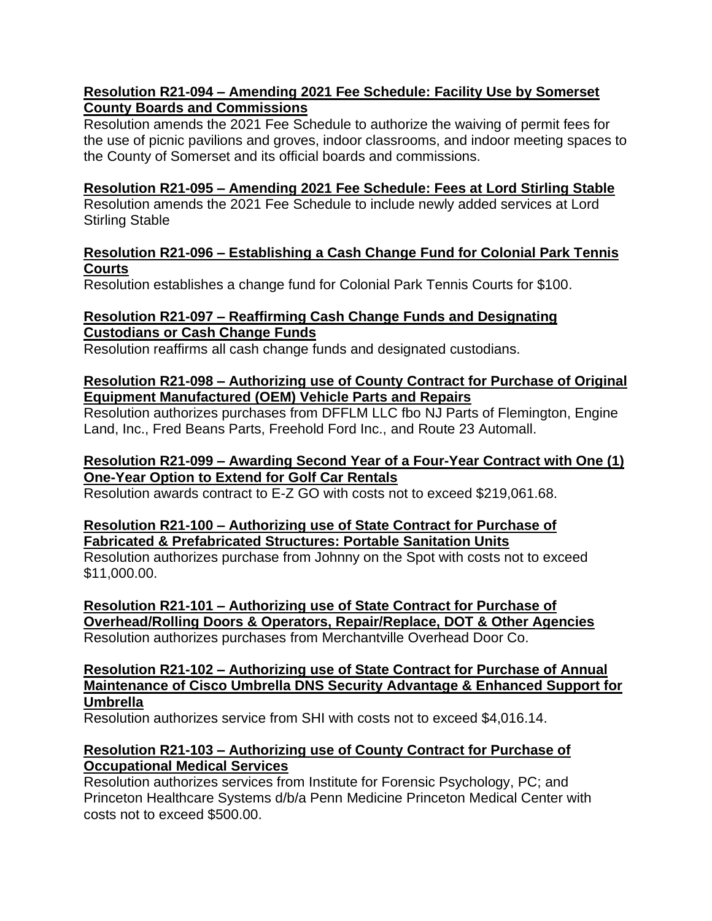**Resolution R21-094 – Amending 2021 Fee Schedule: Facility Use by Somerset County Boards and Commissions**
Resolution amends the 2021 Fee Schedule to authorize the waiving of permit fees for the use of picnic pavilions and groves, indoor classrooms, and indoor meeting spaces to the County of Somerset and its official boards and commissions.

**Resolution R21-095 – Amending 2021 Fee Schedule: Fees at Lord Stirling Stable**
Resolution amends the 2021 Fee Schedule to include newly added services at Lord Stirling Stable

**Resolution R21-096 – Establishing a Cash Change Fund for Colonial Park Tennis Courts**
Resolution establishes a change fund for Colonial Park Tennis Courts for $100.

**Resolution R21-097 – Reaffirming Cash Change Funds and Designating Custodians or Cash Change Funds**
Resolution reaffirms all cash change funds and designated custodians.

**Resolution R21-098 – Authorizing use of County Contract for Purchase of Original Equipment Manufactured (OEM) Vehicle Parts and Repairs**
Resolution authorizes purchases from DFFLM LLC fbo NJ Parts of Flemington, Engine Land, Inc., Fred Beans Parts, Freehold Ford Inc., and Route 23 Automall.

**Resolution R21-099 – Awarding Second Year of a Four-Year Contract with One (1) One-Year Option to Extend for Golf Car Rentals**
Resolution awards contract to E-Z GO with costs not to exceed $219,061.68.

**Resolution R21-100 – Authorizing use of State Contract for Purchase of Fabricated & Prefabricated Structures: Portable Sanitation Units**
Resolution authorizes purchase from Johnny on the Spot with costs not to exceed $11,000.00.

**Resolution R21-101 – Authorizing use of State Contract for Purchase of Overhead/Rolling Doors & Operators, Repair/Replace, DOT & Other Agencies**
Resolution authorizes purchases from Merchantville Overhead Door Co.

**Resolution R21-102 – Authorizing use of State Contract for Purchase of Annual Maintenance of Cisco Umbrella DNS Security Advantage & Enhanced Support for Umbrella**
Resolution authorizes service from SHI with costs not to exceed $4,016.14.

**Resolution R21-103 – Authorizing use of County Contract for Purchase of Occupational Medical Services**
Resolution authorizes services from Institute for Forensic Psychology, PC; and Princeton Healthcare Systems d/b/a Penn Medicine Princeton Medical Center with costs not to exceed $500.00.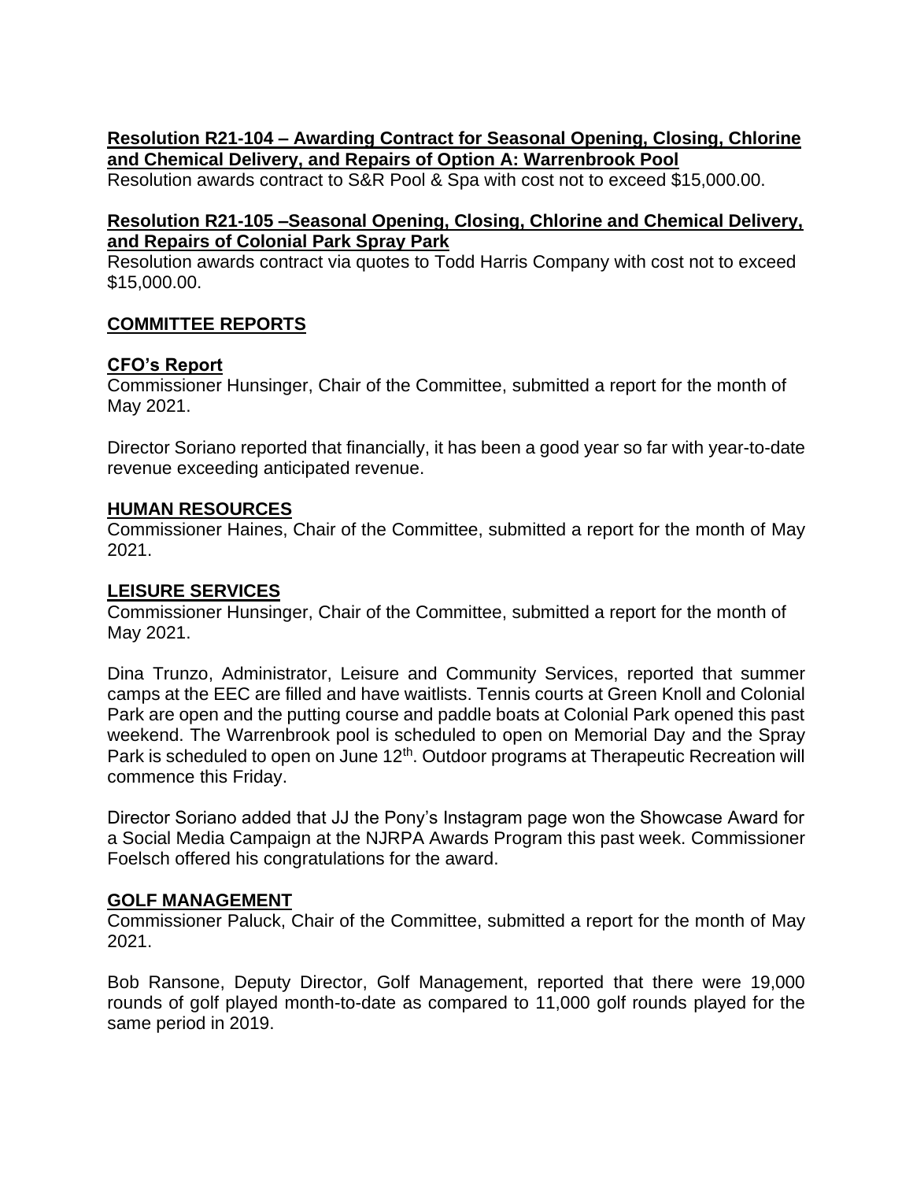**Resolution R21-104 – Awarding Contract for Seasonal Opening, Closing, Chlorine and Chemical Delivery, and Repairs of Option A: Warrenbrook Pool**

Resolution awards contract to S&R Pool & Spa with cost not to exceed $15,000.00.

**Resolution R21-105 –Seasonal Opening, Closing, Chlorine and Chemical Delivery, and Repairs of Colonial Park Spray Park**

Resolution awards contract via quotes to Todd Harris Company with cost not to exceed $15,000.00.

## COMMITTEE REPORTS

### CFO's Report

Commissioner Hunsinger, Chair of the Committee, submitted a report for the month of May 2021.

Director Soriano reported that financially, it has been a good year so far with year-to-date revenue exceeding anticipated revenue.

### HUMAN RESOURCES

Commissioner Haines, Chair of the Committee, submitted a report for the month of May 2021.

### LEISURE SERVICES

Commissioner Hunsinger, Chair of the Committee, submitted a report for the month of May 2021.

Dina Trunzo, Administrator, Leisure and Community Services, reported that summer camps at the EEC are filled and have waitlists. Tennis courts at Green Knoll and Colonial Park are open and the putting course and paddle boats at Colonial Park opened this past weekend. The Warrenbrook pool is scheduled to open on Memorial Day and the Spray Park is scheduled to open on June 12th. Outdoor programs at Therapeutic Recreation will commence this Friday.

Director Soriano added that JJ the Pony's Instagram page won the Showcase Award for a Social Media Campaign at the NJRPA Awards Program this past week. Commissioner Foelsch offered his congratulations for the award.

### GOLF MANAGEMENT

Commissioner Paluck, Chair of the Committee, submitted a report for the month of May 2021.

Bob Ransone, Deputy Director, Golf Management, reported that there were 19,000 rounds of golf played month-to-date as compared to 11,000 golf rounds played for the same period in 2019.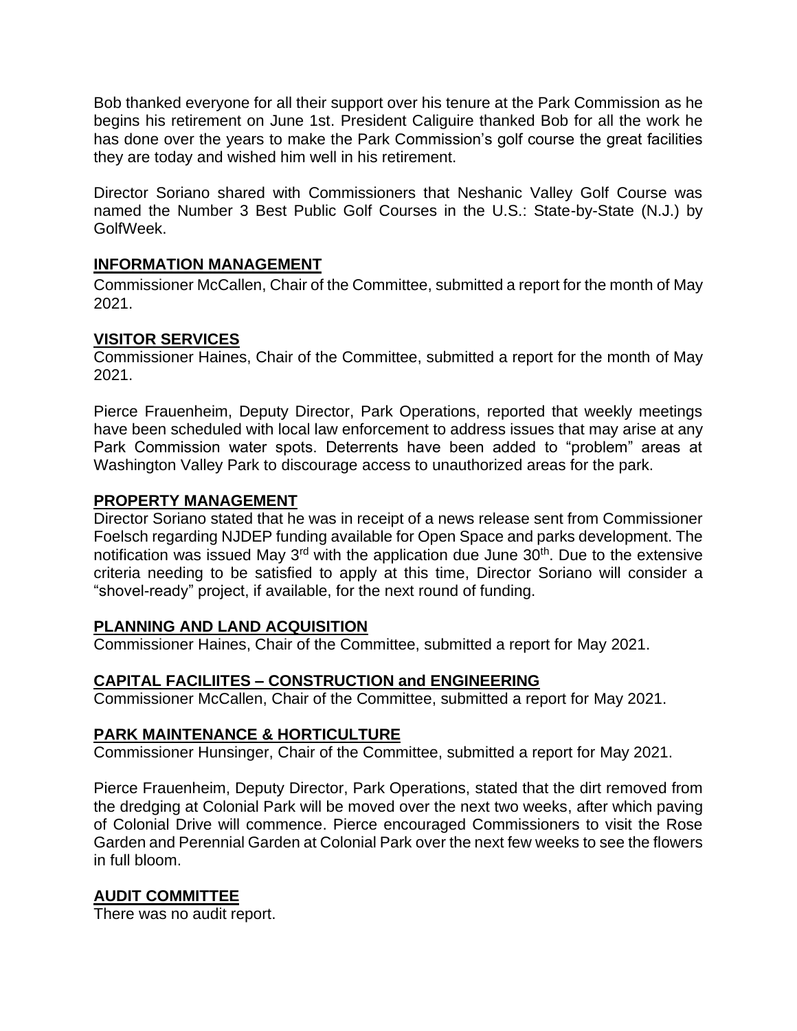Bob thanked everyone for all their support over his tenure at the Park Commission as he begins his retirement on June 1st. President Caliguire thanked Bob for all the work he has done over the years to make the Park Commission's golf course the great facilities they are today and wished him well in his retirement.

Director Soriano shared with Commissioners that Neshanic Valley Golf Course was named the Number 3 Best Public Golf Courses in the U.S.: State-by-State (N.J.) by GolfWeek.

## INFORMATION MANAGEMENT

Commissioner McCallen, Chair of the Committee, submitted a report for the month of May 2021.

## VISITOR SERVICES

Commissioner Haines, Chair of the Committee, submitted a report for the month of May 2021.

Pierce Frauenheim, Deputy Director, Park Operations, reported that weekly meetings have been scheduled with local law enforcement to address issues that may arise at any Park Commission water spots. Deterrents have been added to "problem" areas at Washington Valley Park to discourage access to unauthorized areas for the park.

## PROPERTY MANAGEMENT

Director Soriano stated that he was in receipt of a news release sent from Commissioner Foelsch regarding NJDEP funding available for Open Space and parks development. The notification was issued May 3rd with the application due June 30th. Due to the extensive criteria needing to be satisfied to apply at this time, Director Soriano will consider a "shovel-ready" project, if available, for the next round of funding.

## PLANNING AND LAND ACQUISITION

Commissioner Haines, Chair of the Committee, submitted a report for May 2021.

## CAPITAL FACILIITES – CONSTRUCTION and ENGINEERING

Commissioner McCallen, Chair of the Committee, submitted a report for May 2021.

## PARK MAINTENANCE & HORTICULTURE

Commissioner Hunsinger, Chair of the Committee, submitted a report for May 2021.

Pierce Frauenheim, Deputy Director, Park Operations, stated that the dirt removed from the dredging at Colonial Park will be moved over the next two weeks, after which paving of Colonial Drive will commence. Pierce encouraged Commissioners to visit the Rose Garden and Perennial Garden at Colonial Park over the next few weeks to see the flowers in full bloom.

## AUDIT COMMITTEE

There was no audit report.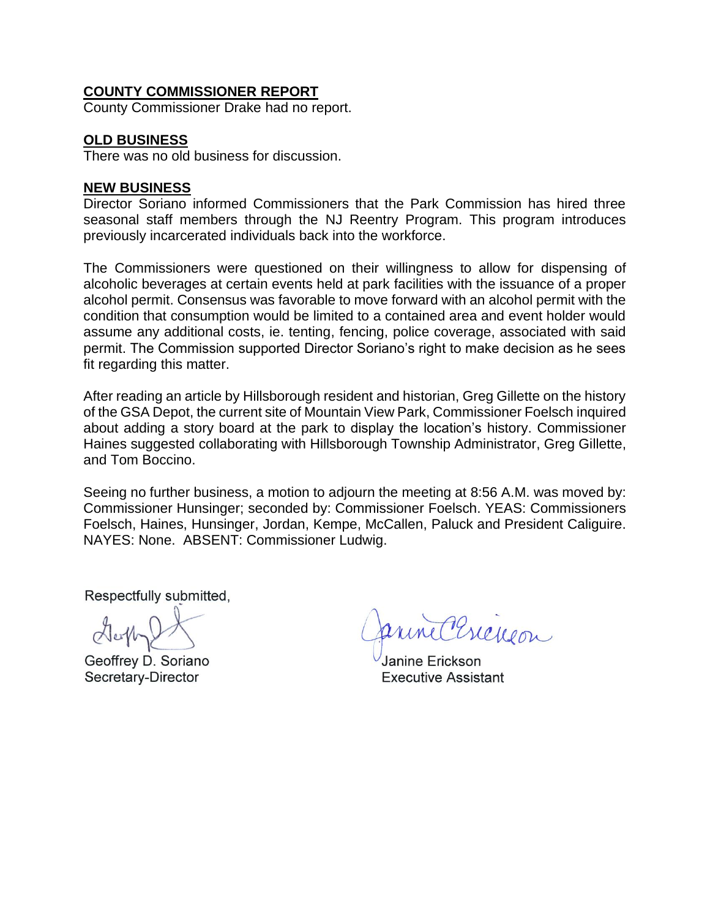**COUNTY COMMISSIONER REPORT**

County Commissioner Drake had no report.

**OLD BUSINESS**

There was no old business for discussion.

**NEW BUSINESS**

Director Soriano informed Commissioners that the Park Commission has hired three seasonal staff members through the NJ Reentry Program. This program introduces previously incarcerated individuals back into the workforce.

The Commissioners were questioned on their willingness to allow for dispensing of alcoholic beverages at certain events held at park facilities with the issuance of a proper alcohol permit. Consensus was favorable to move forward with an alcohol permit with the condition that consumption would be limited to a contained area and event holder would assume any additional costs, ie. tenting, fencing, police coverage, associated with said permit. The Commission supported Director Soriano's right to make decision as he sees fit regarding this matter.

After reading an article by Hillsborough resident and historian, Greg Gillette on the history of the GSA Depot, the current site of Mountain View Park, Commissioner Foelsch inquired about adding a story board at the park to display the location's history. Commissioner Haines suggested collaborating with Hillsborough Township Administrator, Greg Gillette, and Tom Boccino.

Seeing no further business, a motion to adjourn the meeting at 8:56 A.M. was moved by: Commissioner Hunsinger; seconded by: Commissioner Foelsch. YEAS: Commissioners Foelsch, Haines, Hunsinger, Jordan, Kempe, McCallen, Paluck and President Caliguire. NAYES: None. ABSENT: Commissioner Ludwig.

Respectfully submitted,

Geoffrey D. Soriano
Secretary-Director

Janine Erickson
Executive Assistant